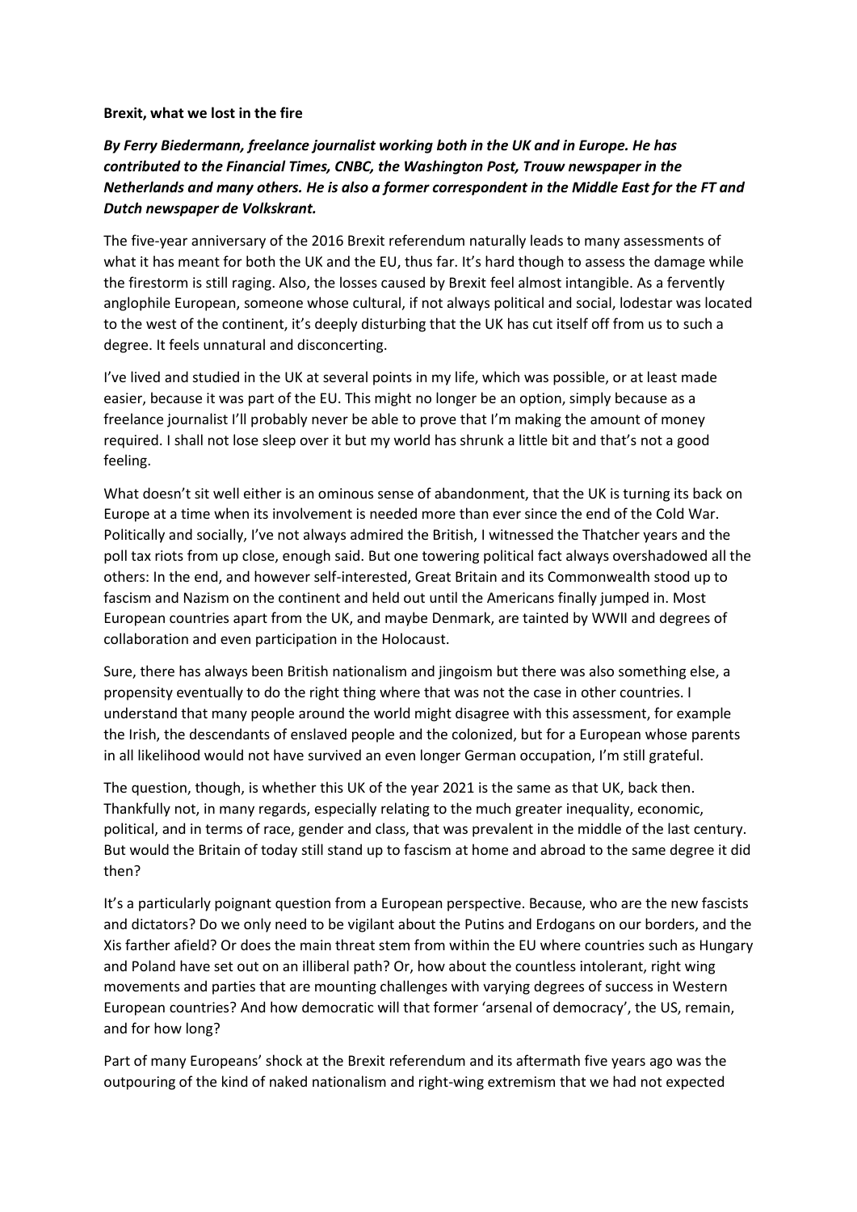**Brexit, what we lost in the fire**

***By Ferry Biedermann, freelance journalist working both in the UK and in Europe. He has contributed to the Financial Times, CNBC, the Washington Post, Trouw newspaper in the Netherlands and many others. He is also a former correspondent in the Middle East for the FT and Dutch newspaper de Volkskrant.***

The five-year anniversary of the 2016 Brexit referendum naturally leads to many assessments of what it has meant for both the UK and the EU, thus far. It's hard though to assess the damage while the firestorm is still raging. Also, the losses caused by Brexit feel almost intangible. As a fervently anglophile European, someone whose cultural, if not always political and social, lodestar was located to the west of the continent, it's deeply disturbing that the UK has cut itself off from us to such a degree. It feels unnatural and disconcerting.

I've lived and studied in the UK at several points in my life, which was possible, or at least made easier, because it was part of the EU. This might no longer be an option, simply because as a freelance journalist I'll probably never be able to prove that I'm making the amount of money required. I shall not lose sleep over it but my world has shrunk a little bit and that's not a good feeling.

What doesn't sit well either is an ominous sense of abandonment, that the UK is turning its back on Europe at a time when its involvement is needed more than ever since the end of the Cold War. Politically and socially, I've not always admired the British, I witnessed the Thatcher years and the poll tax riots from up close, enough said. But one towering political fact always overshadowed all the others: In the end, and however self-interested, Great Britain and its Commonwealth stood up to fascism and Nazism on the continent and held out until the Americans finally jumped in. Most European countries apart from the UK, and maybe Denmark, are tainted by WWII and degrees of collaboration and even participation in the Holocaust.

Sure, there has always been British nationalism and jingoism but there was also something else, a propensity eventually to do the right thing where that was not the case in other countries. I understand that many people around the world might disagree with this assessment, for example the Irish, the descendants of enslaved people and the colonized, but for a European whose parents in all likelihood would not have survived an even longer German occupation, I'm still grateful.

The question, though, is whether this UK of the year 2021 is the same as that UK, back then. Thankfully not, in many regards, especially relating to the much greater inequality, economic, political, and in terms of race, gender and class, that was prevalent in the middle of the last century. But would the Britain of today still stand up to fascism at home and abroad to the same degree it did then?

It's a particularly poignant question from a European perspective. Because, who are the new fascists and dictators? Do we only need to be vigilant about the Putins and Erdogans on our borders, and the Xis farther afield? Or does the main threat stem from within the EU where countries such as Hungary and Poland have set out on an illiberal path? Or, how about the countless intolerant, right wing movements and parties that are mounting challenges with varying degrees of success in Western European countries? And how democratic will that former 'arsenal of democracy', the US, remain, and for how long?

Part of many Europeans' shock at the Brexit referendum and its aftermath five years ago was the outpouring of the kind of naked nationalism and right-wing extremism that we had not expected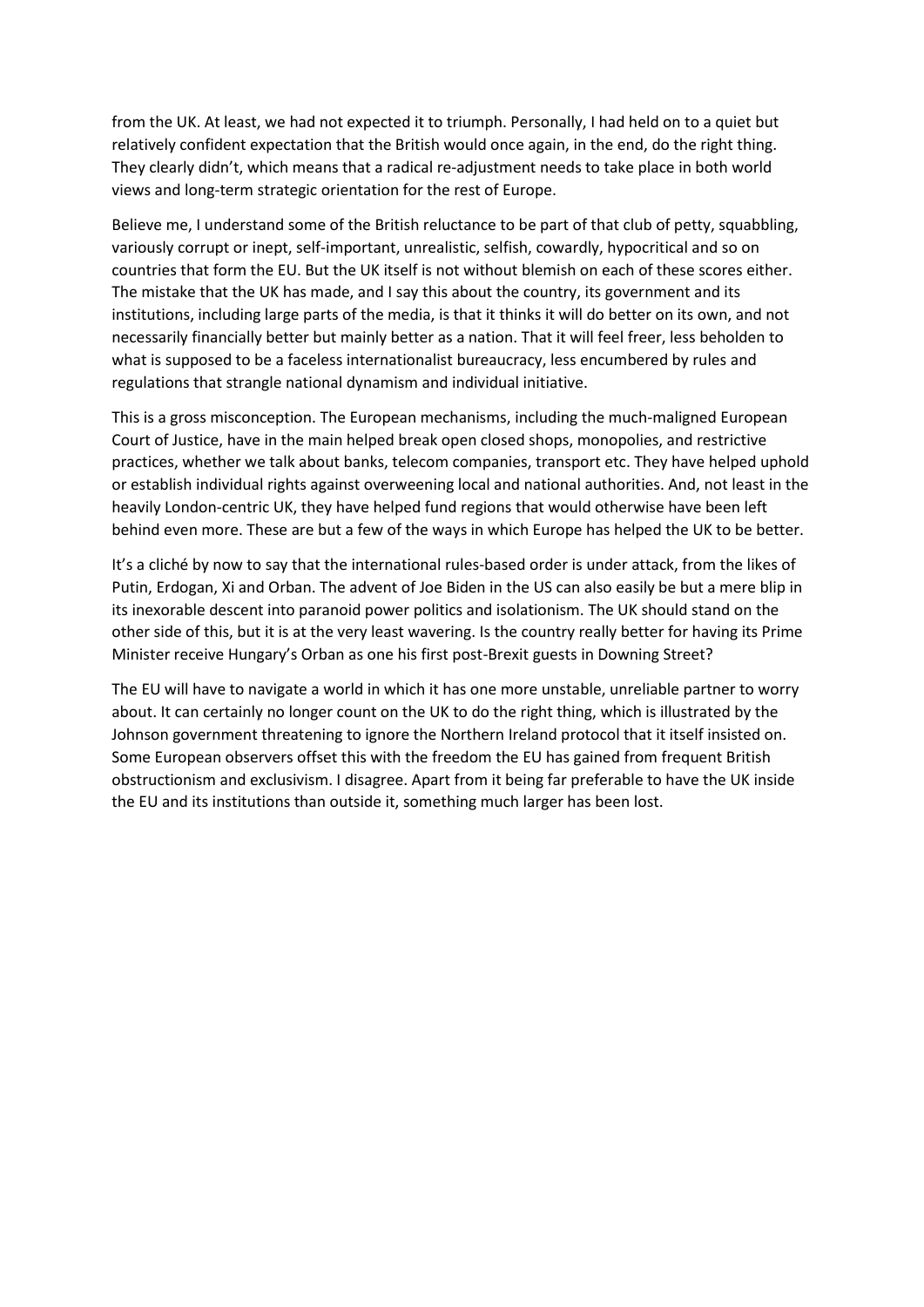from the UK. At least, we had not expected it to triumph. Personally, I had held on to a quiet but relatively confident expectation that the British would once again, in the end, do the right thing. They clearly didn't, which means that a radical re-adjustment needs to take place in both world views and long-term strategic orientation for the rest of Europe.

Believe me, I understand some of the British reluctance to be part of that club of petty, squabbling, variously corrupt or inept, self-important, unrealistic, selfish, cowardly, hypocritical and so on countries that form the EU. But the UK itself is not without blemish on each of these scores either. The mistake that the UK has made, and I say this about the country, its government and its institutions, including large parts of the media, is that it thinks it will do better on its own, and not necessarily financially better but mainly better as a nation. That it will feel freer, less beholden to what is supposed to be a faceless internationalist bureaucracy, less encumbered by rules and regulations that strangle national dynamism and individual initiative.

This is a gross misconception. The European mechanisms, including the much-maligned European Court of Justice, have in the main helped break open closed shops, monopolies, and restrictive practices, whether we talk about banks, telecom companies, transport etc. They have helped uphold or establish individual rights against overweening local and national authorities. And, not least in the heavily London-centric UK, they have helped fund regions that would otherwise have been left behind even more. These are but a few of the ways in which Europe has helped the UK to be better.

It's a cliché by now to say that the international rules-based order is under attack, from the likes of Putin, Erdogan, Xi and Orban. The advent of Joe Biden in the US can also easily be but a mere blip in its inexorable descent into paranoid power politics and isolationism. The UK should stand on the other side of this, but it is at the very least wavering. Is the country really better for having its Prime Minister receive Hungary's Orban as one his first post-Brexit guests in Downing Street?

The EU will have to navigate a world in which it has one more unstable, unreliable partner to worry about. It can certainly no longer count on the UK to do the right thing, which is illustrated by the Johnson government threatening to ignore the Northern Ireland protocol that it itself insisted on. Some European observers offset this with the freedom the EU has gained from frequent British obstructionism and exclusivism. I disagree. Apart from it being far preferable to have the UK inside the EU and its institutions than outside it, something much larger has been lost.